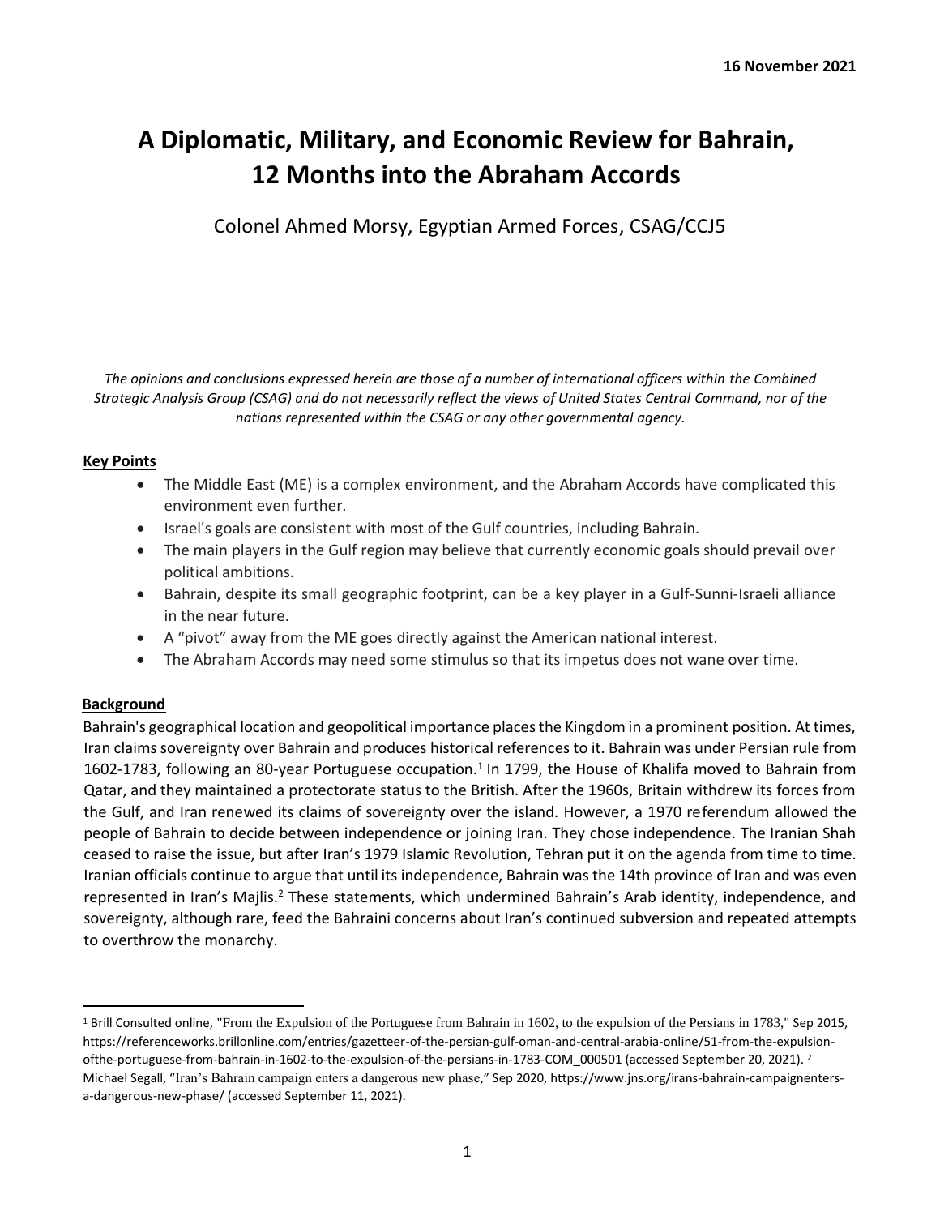**16 November 2021**

# A Diplomatic, Military, and Economic Review for Bahrain, 12 Months into the Abraham Accords

Colonel Ahmed Morsy, Egyptian Armed Forces, CSAG/CCJ5

*The opinions and conclusions expressed herein are those of a number of international officers within the Combined Strategic Analysis Group (CSAG) and do not necessarily reflect the views of United States Central Command, nor of the nations represented within the CSAG or any other governmental agency.*

## Key Points

- The Middle East (ME) is a complex environment, and the Abraham Accords have complicated this environment even further.
- Israel's goals are consistent with most of the Gulf countries, including Bahrain.
- The main players in the Gulf region may believe that currently economic goals should prevail over political ambitions.
- Bahrain, despite its small geographic footprint, can be a key player in a Gulf-Sunni-Israeli alliance in the near future.
- A "pivot" away from the ME goes directly against the American national interest.
- The Abraham Accords may need some stimulus so that its impetus does not wane over time.

## Background

Bahrain's geographical location and geopolitical importance places the Kingdom in a prominent position. At times, Iran claims sovereignty over Bahrain and produces historical references to it. Bahrain was under Persian rule from 1602-1783, following an 80-year Portuguese occupation.[1] In 1799, the House of Khalifa moved to Bahrain from Qatar, and they maintained a protectorate status to the British. After the 1960s, Britain withdrew its forces from the Gulf, and Iran renewed its claims of sovereignty over the island. However, a 1970 referendum allowed the people of Bahrain to decide between independence or joining Iran. They chose independence. The Iranian Shah ceased to raise the issue, but after Iran's 1979 Islamic Revolution, Tehran put it on the agenda from time to time. Iranian officials continue to argue that until its independence, Bahrain was the 14th province of Iran and was even represented in Iran's Majlis.[2] These statements, which undermined Bahrain's Arab identity, independence, and sovereignty, although rare, feed the Bahraini concerns about Iran's continued subversion and repeated attempts to overthrow the monarchy.

---

[1] Brill Consulted online, "From the Expulsion of the Portuguese from Bahrain in 1602, to the expulsion of the Persians in 1783," Sep 2015, https://referenceworks.brillonline.com/entries/gazetteer-of-the-persian-gulf-oman-and-central-arabia-online/51-from-the-expulsion-ofthe-portuguese-from-bahrain-in-1602-to-the-expulsion-of-the-persians-in-1783-COM_000501 (accessed September 20, 2021).

[2] Michael Segall, "Iran's Bahrain campaign enters a dangerous new phase," Sep 2020, https://www.jns.org/irans-bahrain-campaignenters-a-dangerous-new-phase/ (accessed September 11, 2021).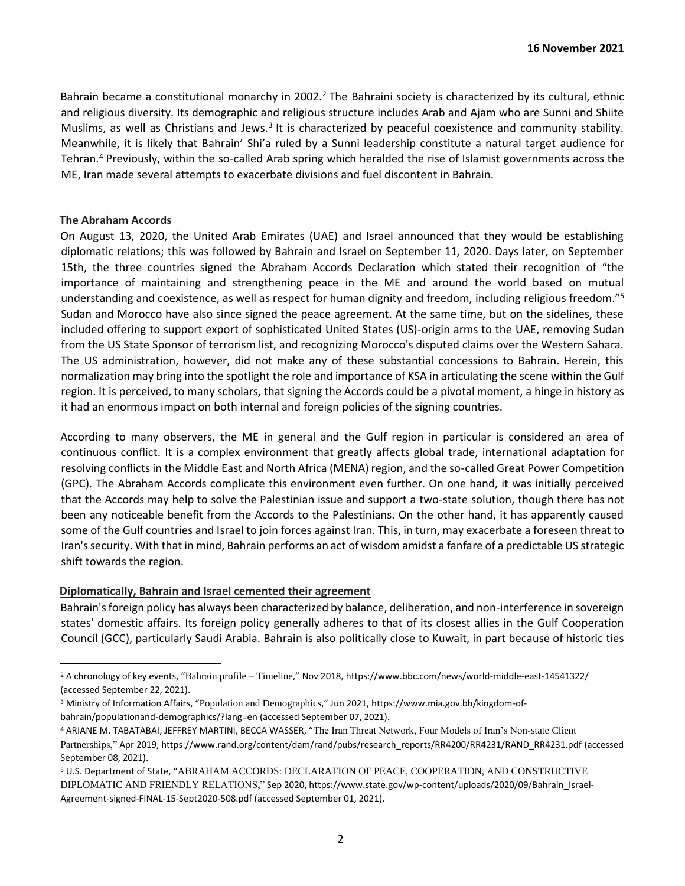Bahrain became a constitutional monarchy in 2002.[2] The Bahraini society is characterized by its cultural, ethnic and religious diversity. Its demographic and religious structure includes Arab and Ajam who are Sunni and Shiite Muslims, as well as Christians and Jews.[3] It is characterized by peaceful coexistence and community stability. Meanwhile, it is likely that Bahrain' Shi'a ruled by a Sunni leadership constitute a natural target audience for Tehran.[4] Previously, within the so-called Arab spring which heralded the rise of Islamist governments across the ME, Iran made several attempts to exacerbate divisions and fuel discontent in Bahrain.

## The Abraham Accords

On August 13, 2020, the United Arab Emirates (UAE) and Israel announced that they would be establishing diplomatic relations; this was followed by Bahrain and Israel on September 11, 2020. Days later, on September 15th, the three countries signed the Abraham Accords Declaration which stated their recognition of "the importance of maintaining and strengthening peace in the ME and around the world based on mutual understanding and coexistence, as well as respect for human dignity and freedom, including religious freedom."[5] Sudan and Morocco have also since signed the peace agreement. At the same time, but on the sidelines, these included offering to support export of sophisticated United States (US)-origin arms to the UAE, removing Sudan from the US State Sponsor of terrorism list, and recognizing Morocco's disputed claims over the Western Sahara. The US administration, however, did not make any of these substantial concessions to Bahrain. Herein, this normalization may bring into the spotlight the role and importance of KSA in articulating the scene within the Gulf region. It is perceived, to many scholars, that signing the Accords could be a pivotal moment, a hinge in history as it had an enormous impact on both internal and foreign policies of the signing countries.

According to many observers, the ME in general and the Gulf region in particular is considered an area of continuous conflict. It is a complex environment that greatly affects global trade, international adaptation for resolving conflicts in the Middle East and North Africa (MENA) region, and the so-called Great Power Competition (GPC). The Abraham Accords complicate this environment even further. On one hand, it was initially perceived that the Accords may help to solve the Palestinian issue and support a two-state solution, though there has not been any noticeable benefit from the Accords to the Palestinians. On the other hand, it has apparently caused some of the Gulf countries and Israel to join forces against Iran. This, in turn, may exacerbate a foreseen threat to Iran's security. With that in mind, Bahrain performs an act of wisdom amidst a fanfare of a predictable US strategic shift towards the region.

## Diplomatically, Bahrain and Israel cemented their agreement

Bahrain's foreign policy has always been characterized by balance, deliberation, and non-interference in sovereign states' domestic affairs. Its foreign policy generally adheres to that of its closest allies in the Gulf Cooperation Council (GCC), particularly Saudi Arabia. Bahrain is also politically close to Kuwait, in part because of historic ties

---

[2] A chronology of key events, "Bahrain profile – Timeline," Nov 2018, https://www.bbc.com/news/world-middle-east-14541322/ (accessed September 22, 2021).

[3] Ministry of Information Affairs, "Population and Demographics," Jun 2021, https://www.mia.gov.bh/kingdom-of-bahrain/populationand-demographics/?lang=en (accessed September 07, 2021).

[4] ARIANE M. TABATABAI, JEFFREY MARTINI, BECCA WASSER, "The Iran Threat Network, Four Models of Iran's Non-state Client Partnerships," Apr 2019, https://www.rand.org/content/dam/rand/pubs/research_reports/RR4200/RR4231/RAND_RR4231.pdf (accessed September 08, 2021).

[5] U.S. Department of State, "ABRAHAM ACCORDS: DECLARATION OF PEACE, COOPERATION, AND CONSTRUCTIVE DIPLOMATIC AND FRIENDLY RELATIONS," Sep 2020, https://www.state.gov/wp-content/uploads/2020/09/Bahrain_Israel-Agreement-signed-FINAL-15-Sept2020-508.pdf (accessed September 01, 2021).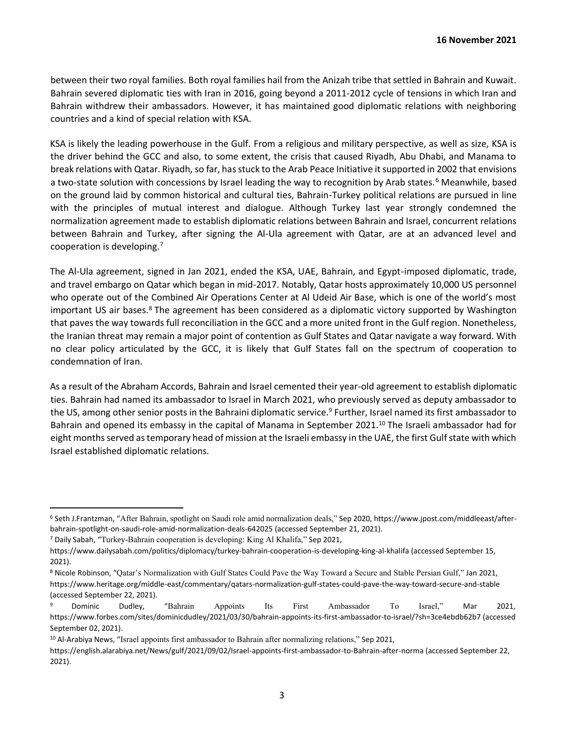between their two royal families. Both royal families hail from the Anizah tribe that settled in Bahrain and Kuwait. Bahrain severed diplomatic ties with Iran in 2016, going beyond a 2011-2012 cycle of tensions in which Iran and Bahrain withdrew their ambassadors. However, it has maintained good diplomatic relations with neighboring countries and a kind of special relation with KSA.

KSA is likely the leading powerhouse in the Gulf. From a religious and military perspective, as well as size, KSA is the driver behind the GCC and also, to some extent, the crisis that caused Riyadh, Abu Dhabi, and Manama to break relations with Qatar. Riyadh, so far, has stuck to the Arab Peace Initiative it supported in 2002 that envisions a two-state solution with concessions by Israel leading the way to recognition by Arab states.[6] Meanwhile, based on the ground laid by common historical and cultural ties, Bahrain-Turkey political relations are pursued in line with the principles of mutual interest and dialogue. Although Turkey last year strongly condemned the normalization agreement made to establish diplomatic relations between Bahrain and Israel, concurrent relations between Bahrain and Turkey, after signing the Al-Ula agreement with Qatar, are at an advanced level and cooperation is developing.[7]

The Al-Ula agreement, signed in Jan 2021, ended the KSA, UAE, Bahrain, and Egypt-imposed diplomatic, trade, and travel embargo on Qatar which began in mid-2017. Notably, Qatar hosts approximately 10,000 US personnel who operate out of the Combined Air Operations Center at Al Udeid Air Base, which is one of the world's most important US air bases.[8] The agreement has been considered as a diplomatic victory supported by Washington that paves the way towards full reconciliation in the GCC and a more united front in the Gulf region. Nonetheless, the Iranian threat may remain a major point of contention as Gulf States and Qatar navigate a way forward. With no clear policy articulated by the GCC, it is likely that Gulf States fall on the spectrum of cooperation to condemnation of Iran.

As a result of the Abraham Accords, Bahrain and Israel cemented their year-old agreement to establish diplomatic ties. Bahrain had named its ambassador to Israel in March 2021, who previously served as deputy ambassador to the US, among other senior posts in the Bahraini diplomatic service.[9] Further, Israel named its first ambassador to Bahrain and opened its embassy in the capital of Manama in September 2021.[10] The Israeli ambassador had for eight months served as temporary head of mission at the Israeli embassy in the UAE, the first Gulf state with which Israel established diplomatic relations.

---

[6] Seth J.Frantzman, "After Bahrain, spotlight on Saudi role amid normalization deals," Sep 2020, https://www.jpost.com/middleeast/after-bahrain-spotlight-on-saudi-role-amid-normalization-deals-642025 (accessed September 21, 2021).

[7] Daily Sabah, "Turkey-Bahrain cooperation is developing: King Al Khalifa," Sep 2021, https://www.dailysabah.com/politics/diplomacy/turkey-bahrain-cooperation-is-developing-king-al-khalifa (accessed September 15, 2021).

[8] Nicole Robinson, "Qatar's Normalization with Gulf States Could Pave the Way Toward a Secure and Stable Persian Gulf," Jan 2021, https://www.heritage.org/middle-east/commentary/qatars-normalization-gulf-states-could-pave-the-way-toward-secure-and-stable (accessed September 22, 2021).

[9] Dominic Dudley, "Bahrain Appoints Its First Ambassador To Israel," Mar 2021, https://www.forbes.com/sites/dominicdudley/2021/03/30/bahrain-appoints-its-first-ambassador-to-israel/?sh=3ce4ebdb62b7 (accessed September 02, 2021).

[10] Al-Arabiya News, "Israel appoints first ambassador to Bahrain after normalizing relations," Sep 2021, https://english.alarabiya.net/News/gulf/2021/09/02/Israel-appoints-first-ambassador-to-Bahrain-after-norma (accessed September 22, 2021).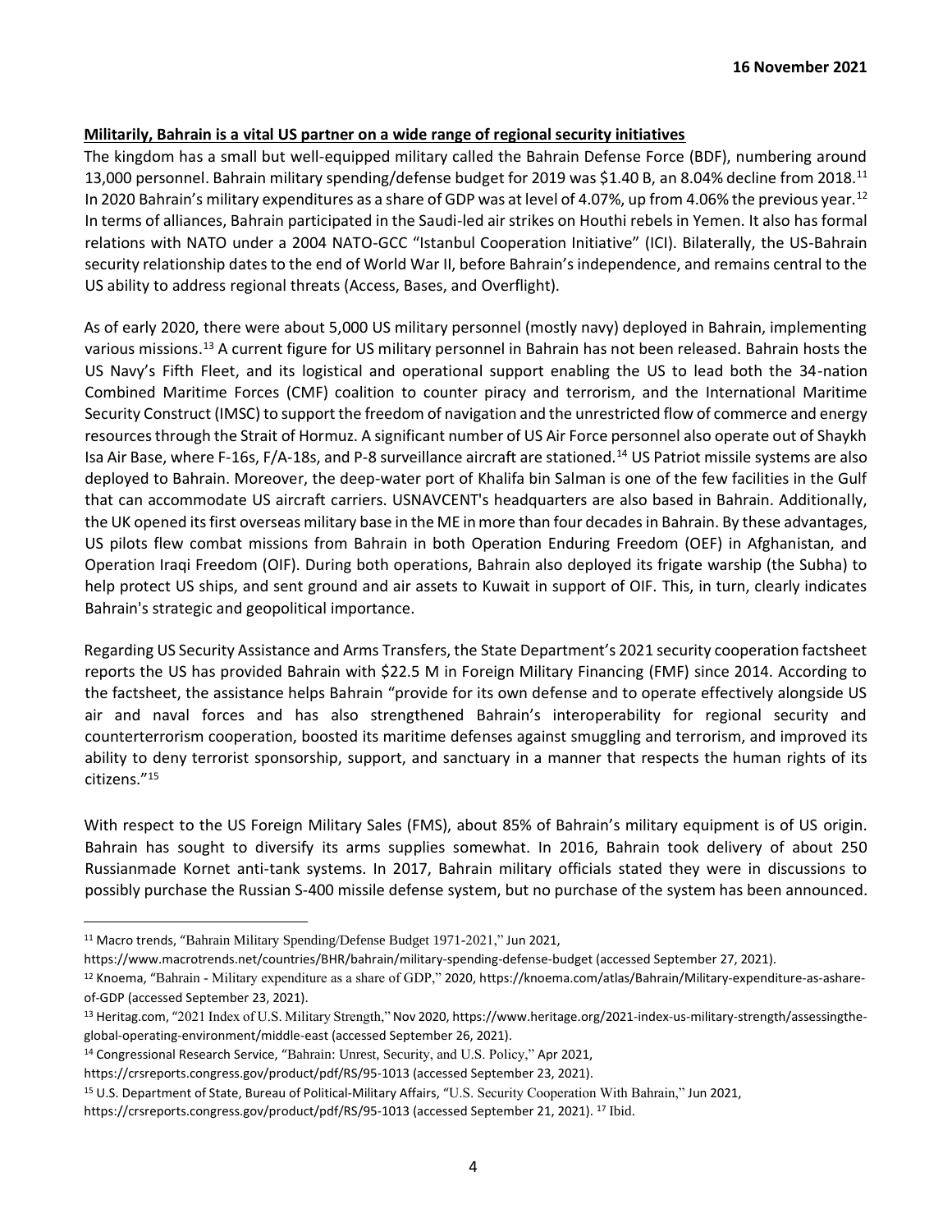**Militarily, Bahrain is a vital US partner on a wide range of regional security initiatives**

The kingdom has a small but well-equipped military called the Bahrain Defense Force (BDF), numbering around 13,000 personnel. Bahrain military spending/defense budget for 2019 was $1.40 B, an 8.04% decline from 2018.[11] In 2020 Bahrain's military expenditures as a share of GDP was at level of 4.07%, up from 4.06% the previous year.[12] In terms of alliances, Bahrain participated in the Saudi-led air strikes on Houthi rebels in Yemen. It also has formal relations with NATO under a 2004 NATO-GCC "Istanbul Cooperation Initiative" (ICI). Bilaterally, the US-Bahrain security relationship dates to the end of World War II, before Bahrain's independence, and remains central to the US ability to address regional threats (Access, Bases, and Overflight).

As of early 2020, there were about 5,000 US military personnel (mostly navy) deployed in Bahrain, implementing various missions.[13] A current figure for US military personnel in Bahrain has not been released. Bahrain hosts the US Navy's Fifth Fleet, and its logistical and operational support enabling the US to lead both the 34-nation Combined Maritime Forces (CMF) coalition to counter piracy and terrorism, and the International Maritime Security Construct (IMSC) to support the freedom of navigation and the unrestricted flow of commerce and energy resources through the Strait of Hormuz. A significant number of US Air Force personnel also operate out of Shaykh Isa Air Base, where F-16s, F/A-18s, and P-8 surveillance aircraft are stationed.[14] US Patriot missile systems are also deployed to Bahrain. Moreover, the deep-water port of Khalifa bin Salman is one of the few facilities in the Gulf that can accommodate US aircraft carriers. USNAVCENT's headquarters are also based in Bahrain. Additionally, the UK opened its first overseas military base in the ME in more than four decades in Bahrain. By these advantages, US pilots flew combat missions from Bahrain in both Operation Enduring Freedom (OEF) in Afghanistan, and Operation Iraqi Freedom (OIF). During both operations, Bahrain also deployed its frigate warship (the Subha) to help protect US ships, and sent ground and air assets to Kuwait in support of OIF. This, in turn, clearly indicates Bahrain's strategic and geopolitical importance.

Regarding US Security Assistance and Arms Transfers, the State Department's 2021 security cooperation factsheet reports the US has provided Bahrain with $22.5 M in Foreign Military Financing (FMF) since 2014. According to the factsheet, the assistance helps Bahrain "provide for its own defense and to operate effectively alongside US air and naval forces and has also strengthened Bahrain's interoperability for regional security and counterterrorism cooperation, boosted its maritime defenses against smuggling and terrorism, and improved its ability to deny terrorist sponsorship, support, and sanctuary in a manner that respects the human rights of its citizens."[15]

With respect to the US Foreign Military Sales (FMS), about 85% of Bahrain's military equipment is of US origin. Bahrain has sought to diversify its arms supplies somewhat. In 2016, Bahrain took delivery of about 250 Russianmade Kornet anti-tank systems. In 2017, Bahrain military officials stated they were in discussions to possibly purchase the Russian S-400 missile defense system, but no purchase of the system has been announced.

---

[11] Macro trends, "Bahrain Military Spending/Defense Budget 1971-2021," Jun 2021, https://www.macrotrends.net/countries/BHR/bahrain/military-spending-defense-budget (accessed September 27, 2021).

[12] Knoema, "Bahrain - Military expenditure as a share of GDP," 2020, https://knoema.com/atlas/Bahrain/Military-expenditure-as-ashare-of-GDP (accessed September 23, 2021).

[13] Heritag.com, "2021 Index of U.S. Military Strength," Nov 2020, https://www.heritage.org/2021-index-us-military-strength/assessingthe-global-operating-environment/middle-east (accessed September 26, 2021).

[14] Congressional Research Service, "Bahrain: Unrest, Security, and U.S. Policy," Apr 2021, https://crsreports.congress.gov/product/pdf/RS/95-1013 (accessed September 23, 2021).

[15] U.S. Department of State, Bureau of Political-Military Affairs, "U.S. Security Cooperation With Bahrain," Jun 2021, https://crsreports.congress.gov/product/pdf/RS/95-1013 (accessed September 21, 2021). [17] Ibid.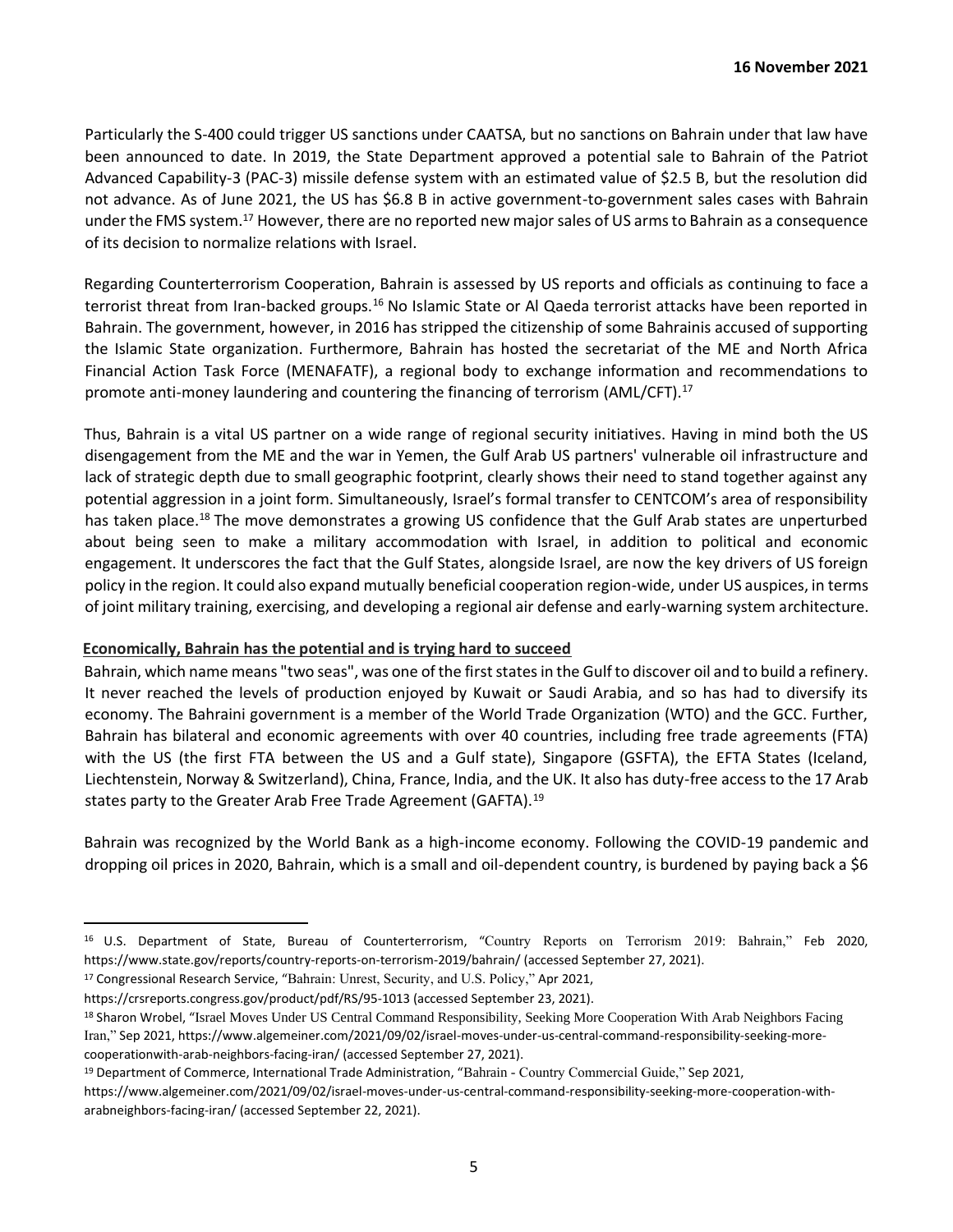Particularly the S-400 could trigger US sanctions under CAATSA, but no sanctions on Bahrain under that law have been announced to date. In 2019, the State Department approved a potential sale to Bahrain of the Patriot Advanced Capability-3 (PAC-3) missile defense system with an estimated value of $2.5 B, but the resolution did not advance. As of June 2021, the US has $6.8 B in active government-to-government sales cases with Bahrain under the FMS system.[17] However, there are no reported new major sales of US arms to Bahrain as a consequence of its decision to normalize relations with Israel.

Regarding Counterterrorism Cooperation, Bahrain is assessed by US reports and officials as continuing to face a terrorist threat from Iran-backed groups.[16] No Islamic State or Al Qaeda terrorist attacks have been reported in Bahrain. The government, however, in 2016 has stripped the citizenship of some Bahrainis accused of supporting the Islamic State organization. Furthermore, Bahrain has hosted the secretariat of the ME and North Africa Financial Action Task Force (MENAFATF), a regional body to exchange information and recommendations to promote anti-money laundering and countering the financing of terrorism (AML/CFT).[17]

Thus, Bahrain is a vital US partner on a wide range of regional security initiatives. Having in mind both the US disengagement from the ME and the war in Yemen, the Gulf Arab US partners' vulnerable oil infrastructure and lack of strategic depth due to small geographic footprint, clearly shows their need to stand together against any potential aggression in a joint form. Simultaneously, Israel's formal transfer to CENTCOM's area of responsibility has taken place.[18] The move demonstrates a growing US confidence that the Gulf Arab states are unperturbed about being seen to make a military accommodation with Israel, in addition to political and economic engagement. It underscores the fact that the Gulf States, alongside Israel, are now the key drivers of US foreign policy in the region. It could also expand mutually beneficial cooperation region-wide, under US auspices, in terms of joint military training, exercising, and developing a regional air defense and early-warning system architecture.

**Economically, Bahrain has the potential and is trying hard to succeed**

Bahrain, which name means "two seas", was one of the first states in the Gulf to discover oil and to build a refinery. It never reached the levels of production enjoyed by Kuwait or Saudi Arabia, and so has had to diversify its economy. The Bahraini government is a member of the World Trade Organization (WTO) and the GCC. Further, Bahrain has bilateral and economic agreements with over 40 countries, including free trade agreements (FTA) with the US (the first FTA between the US and a Gulf state), Singapore (GSFTA), the EFTA States (Iceland, Liechtenstein, Norway & Switzerland), China, France, India, and the UK. It also has duty-free access to the 17 Arab states party to the Greater Arab Free Trade Agreement (GAFTA).[19]

Bahrain was recognized by the World Bank as a high-income economy. Following the COVID-19 pandemic and dropping oil prices in 2020, Bahrain, which is a small and oil-dependent country, is burdened by paying back a $6

---

[16] U.S. Department of State, Bureau of Counterterrorism, "Country Reports on Terrorism 2019: Bahrain," Feb 2020, https://www.state.gov/reports/country-reports-on-terrorism-2019/bahrain/ (accessed September 27, 2021).

[17] Congressional Research Service, "Bahrain: Unrest, Security, and U.S. Policy," Apr 2021, https://crsreports.congress.gov/product/pdf/RS/95-1013 (accessed September 23, 2021).

[18] Sharon Wrobel, "Israel Moves Under US Central Command Responsibility, Seeking More Cooperation With Arab Neighbors Facing Iran," Sep 2021, https://www.algemeiner.com/2021/09/02/israel-moves-under-us-central-command-responsibility-seeking-more-cooperationwith-arab-neighbors-facing-iran/ (accessed September 27, 2021).

[19] Department of Commerce, International Trade Administration, "Bahrain - Country Commercial Guide," Sep 2021, https://www.algemeiner.com/2021/09/02/israel-moves-under-us-central-command-responsibility-seeking-more-cooperation-with-arabneighbors-facing-iran/ (accessed September 22, 2021).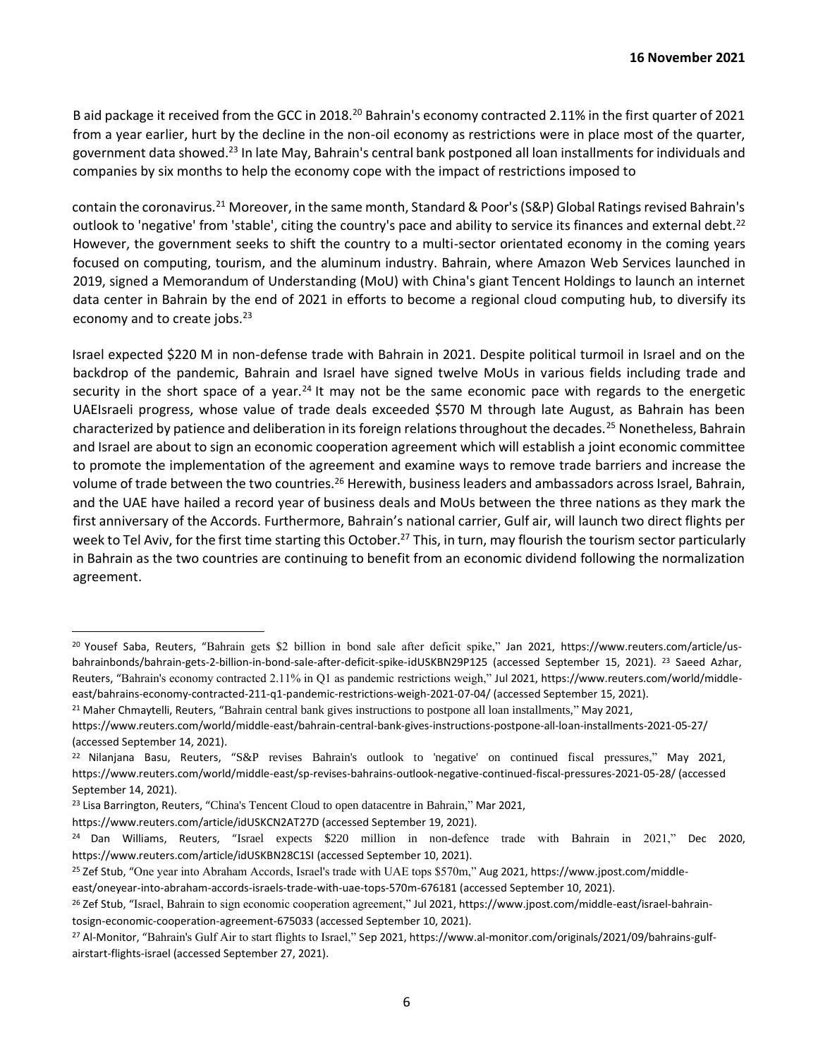B aid package it received from the GCC in 2018.[20] Bahrain's economy contracted 2.11% in the first quarter of 2021 from a year earlier, hurt by the decline in the non-oil economy as restrictions were in place most of the quarter, government data showed.[23] In late May, Bahrain's central bank postponed all loan installments for individuals and companies by six months to help the economy cope with the impact of restrictions imposed to

contain the coronavirus.[21] Moreover, in the same month, Standard & Poor's (S&P) Global Ratings revised Bahrain's outlook to 'negative' from 'stable', citing the country's pace and ability to service its finances and external debt.[22] However, the government seeks to shift the country to a multi-sector orientated economy in the coming years focused on computing, tourism, and the aluminum industry. Bahrain, where Amazon Web Services launched in 2019, signed a Memorandum of Understanding (MoU) with China's giant Tencent Holdings to launch an internet data center in Bahrain by the end of 2021 in efforts to become a regional cloud computing hub, to diversify its economy and to create jobs.[23]

Israel expected $220 M in non-defense trade with Bahrain in 2021. Despite political turmoil in Israel and on the backdrop of the pandemic, Bahrain and Israel have signed twelve MoUs in various fields including trade and security in the short space of a year.[24] It may not be the same economic pace with regards to the energetic UAEIsraeli progress, whose value of trade deals exceeded $570 M through late August, as Bahrain has been characterized by patience and deliberation in its foreign relations throughout the decades.[25] Nonetheless, Bahrain and Israel are about to sign an economic cooperation agreement which will establish a joint economic committee to promote the implementation of the agreement and examine ways to remove trade barriers and increase the volume of trade between the two countries.[26] Herewith, business leaders and ambassadors across Israel, Bahrain, and the UAE have hailed a record year of business deals and MoUs between the three nations as they mark the first anniversary of the Accords. Furthermore, Bahrain's national carrier, Gulf air, will launch two direct flights per week to Tel Aviv, for the first time starting this October.[27] This, in turn, may flourish the tourism sector particularly in Bahrain as the two countries are continuing to benefit from an economic dividend following the normalization agreement.

---

[20] Yousef Saba, Reuters, "Bahrain gets $2 billion in bond sale after deficit spike," Jan 2021, https://www.reuters.com/article/us-bahrainbonds/bahrain-gets-2-billion-in-bond-sale-after-deficit-spike-idUSKBN29P125 (accessed September 15, 2021). [23] Saeed Azhar, Reuters, "Bahrain's economy contracted 2.11% in Q1 as pandemic restrictions weigh," Jul 2021, https://www.reuters.com/world/middle-east/bahrains-economy-contracted-211-q1-pandemic-restrictions-weigh-2021-07-04/ (accessed September 15, 2021).

[21] Maher Chmaytelli, Reuters, "Bahrain central bank gives instructions to postpone all loan installments," May 2021, https://www.reuters.com/world/middle-east/bahrain-central-bank-gives-instructions-postpone-all-loan-installments-2021-05-27/ (accessed September 14, 2021).

[22] Nilanjana Basu, Reuters, "S&P revises Bahrain's outlook to 'negative' on continued fiscal pressures," May 2021, https://www.reuters.com/world/middle-east/sp-revises-bahrains-outlook-negative-continued-fiscal-pressures-2021-05-28/ (accessed September 14, 2021).

[23] Lisa Barrington, Reuters, "China's Tencent Cloud to open datacentre in Bahrain," Mar 2021, https://www.reuters.com/article/idUSKCN2AT27D (accessed September 19, 2021).

[24] Dan Williams, Reuters, "Israel expects $220 million in non-defence trade with Bahrain in 2021," Dec 2020, https://www.reuters.com/article/idUSKBN28C1SI (accessed September 10, 2021).

[25] Zef Stub, "One year into Abraham Accords, Israel's trade with UAE tops $570m," Aug 2021, https://www.jpost.com/middle-east/oneyear-into-abraham-accords-israels-trade-with-uae-tops-570m-676181 (accessed September 10, 2021).

[26] Zef Stub, "Israel, Bahrain to sign economic cooperation agreement," Jul 2021, https://www.jpost.com/middle-east/israel-bahrain-tosign-economic-cooperation-agreement-675033 (accessed September 10, 2021).

[27] Al-Monitor, "Bahrain's Gulf Air to start flights to Israel," Sep 2021, https://www.al-monitor.com/originals/2021/09/bahrains-gulf-airstart-flights-israel (accessed September 27, 2021).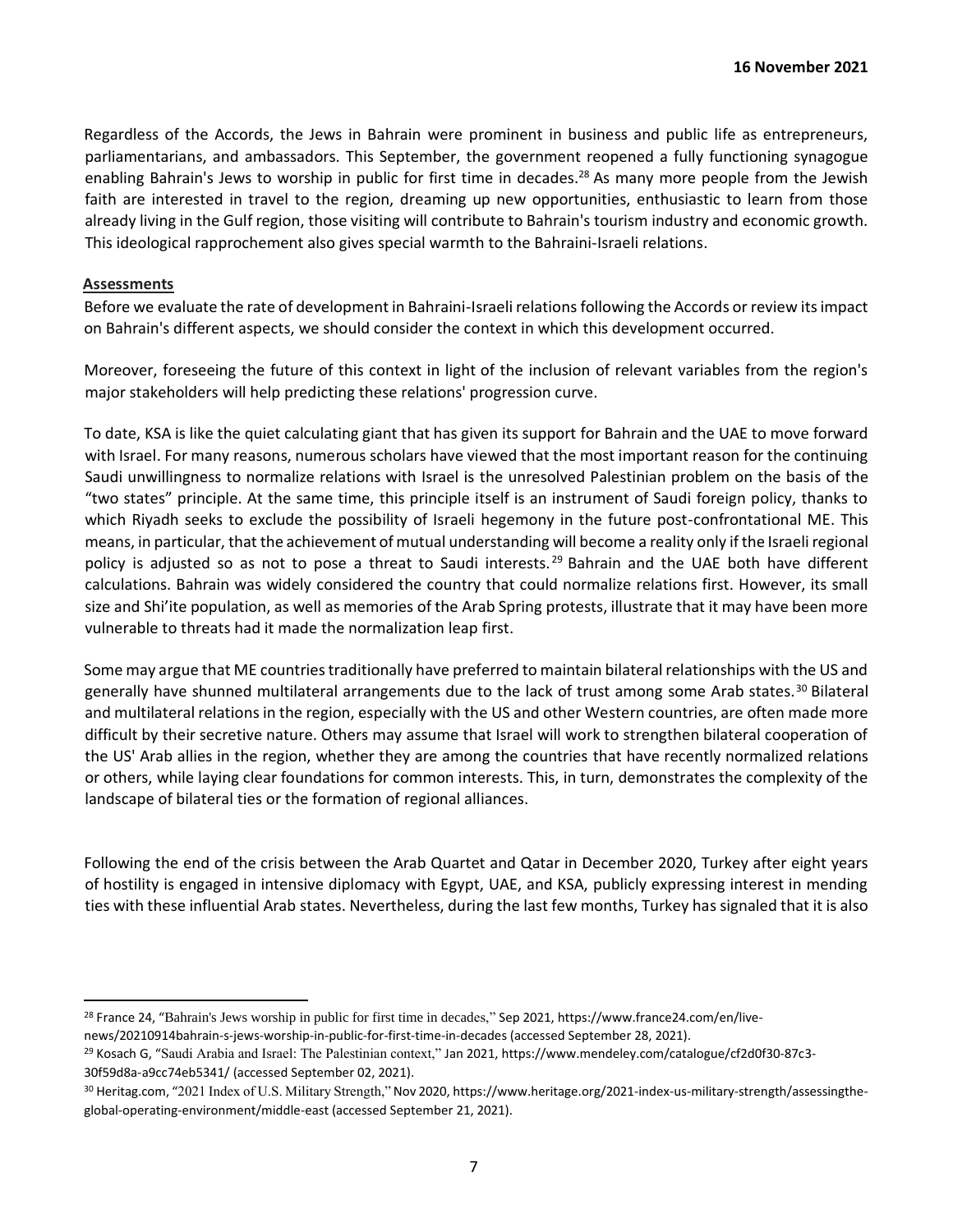Regardless of the Accords, the Jews in Bahrain were prominent in business and public life as entrepreneurs, parliamentarians, and ambassadors. This September, the government reopened a fully functioning synagogue enabling Bahrain's Jews to worship in public for first time in decades.[28] As many more people from the Jewish faith are interested in travel to the region, dreaming up new opportunities, enthusiastic to learn from those already living in the Gulf region, those visiting will contribute to Bahrain's tourism industry and economic growth. This ideological rapprochement also gives special warmth to the Bahraini-Israeli relations.

## Assessments

Before we evaluate the rate of development in Bahraini-Israeli relations following the Accords or review its impact on Bahrain's different aspects, we should consider the context in which this development occurred.

Moreover, foreseeing the future of this context in light of the inclusion of relevant variables from the region's major stakeholders will help predicting these relations' progression curve.

To date, KSA is like the quiet calculating giant that has given its support for Bahrain and the UAE to move forward with Israel. For many reasons, numerous scholars have viewed that the most important reason for the continuing Saudi unwillingness to normalize relations with Israel is the unresolved Palestinian problem on the basis of the "two states" principle. At the same time, this principle itself is an instrument of Saudi foreign policy, thanks to which Riyadh seeks to exclude the possibility of Israeli hegemony in the future post-confrontational ME. This means, in particular, that the achievement of mutual understanding will become a reality only if the Israeli regional policy is adjusted so as not to pose a threat to Saudi interests.[29] Bahrain and the UAE both have different calculations. Bahrain was widely considered the country that could normalize relations first. However, its small size and Shi'ite population, as well as memories of the Arab Spring protests, illustrate that it may have been more vulnerable to threats had it made the normalization leap first.

Some may argue that ME countries traditionally have preferred to maintain bilateral relationships with the US and generally have shunned multilateral arrangements due to the lack of trust among some Arab states.[30] Bilateral and multilateral relations in the region, especially with the US and other Western countries, are often made more difficult by their secretive nature. Others may assume that Israel will work to strengthen bilateral cooperation of the US' Arab allies in the region, whether they are among the countries that have recently normalized relations or others, while laying clear foundations for common interests. This, in turn, demonstrates the complexity of the landscape of bilateral ties or the formation of regional alliances.

Following the end of the crisis between the Arab Quartet and Qatar in December 2020, Turkey after eight years of hostility is engaged in intensive diplomacy with Egypt, UAE, and KSA, publicly expressing interest in mending ties with these influential Arab states. Nevertheless, during the last few months, Turkey has signaled that it is also

---

[28] France 24, "Bahrain's Jews worship in public for first time in decades," Sep 2021, https://www.france24.com/en/live-news/20210914bahrain-s-jews-worship-in-public-for-first-time-in-decades (accessed September 28, 2021).

[29] Kosach G, "Saudi Arabia and Israel: The Palestinian context," Jan 2021, https://www.mendeley.com/catalogue/cf2d0f30-87c3-30f59d8a-a9cc74eb5341/ (accessed September 02, 2021).

[30] Heritag.com, "2021 Index of U.S. Military Strength," Nov 2020, https://www.heritage.org/2021-index-us-military-strength/assessingthe-global-operating-environment/middle-east (accessed September 21, 2021).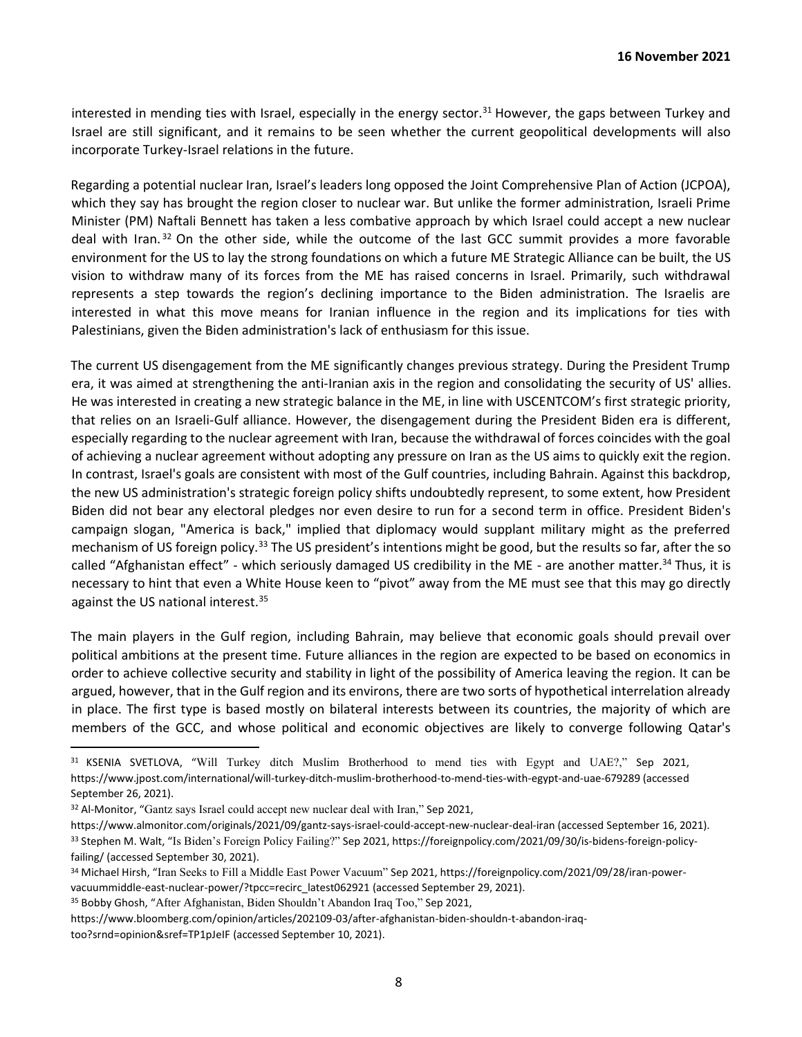interested in mending ties with Israel, especially in the energy sector.[31] However, the gaps between Turkey and Israel are still significant, and it remains to be seen whether the current geopolitical developments will also incorporate Turkey-Israel relations in the future.

Regarding a potential nuclear Iran, Israel's leaders long opposed the Joint Comprehensive Plan of Action (JCPOA), which they say has brought the region closer to nuclear war. But unlike the former administration, Israeli Prime Minister (PM) Naftali Bennett has taken a less combative approach by which Israel could accept a new nuclear deal with Iran.[32] On the other side, while the outcome of the last GCC summit provides a more favorable environment for the US to lay the strong foundations on which a future ME Strategic Alliance can be built, the US vision to withdraw many of its forces from the ME has raised concerns in Israel. Primarily, such withdrawal represents a step towards the region's declining importance to the Biden administration. The Israelis are interested in what this move means for Iranian influence in the region and its implications for ties with Palestinians, given the Biden administration's lack of enthusiasm for this issue.

The current US disengagement from the ME significantly changes previous strategy. During the President Trump era, it was aimed at strengthening the anti-Iranian axis in the region and consolidating the security of US' allies. He was interested in creating a new strategic balance in the ME, in line with USCENTCOM's first strategic priority, that relies on an Israeli-Gulf alliance. However, the disengagement during the President Biden era is different, especially regarding to the nuclear agreement with Iran, because the withdrawal of forces coincides with the goal of achieving a nuclear agreement without adopting any pressure on Iran as the US aims to quickly exit the region. In contrast, Israel's goals are consistent with most of the Gulf countries, including Bahrain. Against this backdrop, the new US administration's strategic foreign policy shifts undoubtedly represent, to some extent, how President Biden did not bear any electoral pledges nor even desire to run for a second term in office. President Biden's campaign slogan, "America is back," implied that diplomacy would supplant military might as the preferred mechanism of US foreign policy.[33] The US president's intentions might be good, but the results so far, after the so called "Afghanistan effect" - which seriously damaged US credibility in the ME - are another matter.[34] Thus, it is necessary to hint that even a White House keen to "pivot" away from the ME must see that this may go directly against the US national interest.[35]

The main players in the Gulf region, including Bahrain, may believe that economic goals should prevail over political ambitions at the present time. Future alliances in the region are expected to be based on economics in order to achieve collective security and stability in light of the possibility of America leaving the region. It can be argued, however, that in the Gulf region and its environs, there are two sorts of hypothetical interrelation already in place. The first type is based mostly on bilateral interests between its countries, the majority of which are members of the GCC, and whose political and economic objectives are likely to converge following Qatar's

---

[31] KSENIA SVETLOVA, "Will Turkey ditch Muslim Brotherhood to mend ties with Egypt and UAE?," Sep 2021, https://www.jpost.com/international/will-turkey-ditch-muslim-brotherhood-to-mend-ties-with-egypt-and-uae-679289 (accessed September 26, 2021).

[32] Al-Monitor, "Gantz says Israel could accept new nuclear deal with Iran," Sep 2021, https://www.almonitor.com/originals/2021/09/gantz-says-israel-could-accept-new-nuclear-deal-iran (accessed September 16, 2021).

[33] Stephen M. Walt, "Is Biden's Foreign Policy Failing?" Sep 2021, https://foreignpolicy.com/2021/09/30/is-bidens-foreign-policy-failing/ (accessed September 30, 2021).

[34] Michael Hirsh, "Iran Seeks to Fill a Middle East Power Vacuum" Sep 2021, https://foreignpolicy.com/2021/09/28/iran-power-vacuummiddle-east-nuclear-power/?tpcc=recirc_latest062921 (accessed September 29, 2021).

[35] Bobby Ghosh, "After Afghanistan, Biden Shouldn't Abandon Iraq Too," Sep 2021, https://www.bloomberg.com/opinion/articles/202109-03/after-afghanistan-biden-shouldn-t-abandon-iraq-too?srnd=opinion&sref=TP1pJeIF (accessed September 10, 2021).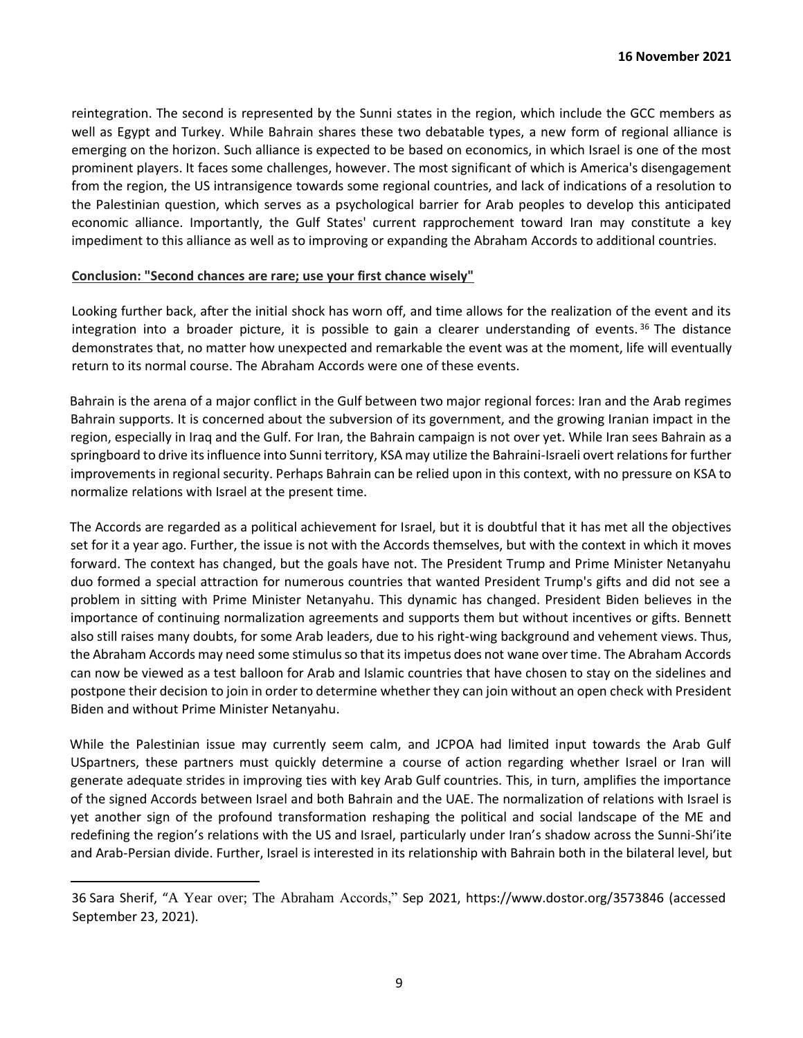reintegration. The second is represented by the Sunni states in the region, which include the GCC members as well as Egypt and Turkey. While Bahrain shares these two debatable types, a new form of regional alliance is emerging on the horizon. Such alliance is expected to be based on economics, in which Israel is one of the most prominent players. It faces some challenges, however. The most significant of which is America's disengagement from the region, the US intransigence towards some regional countries, and lack of indications of a resolution to the Palestinian question, which serves as a psychological barrier for Arab peoples to develop this anticipated economic alliance. Importantly, the Gulf States' current rapprochement toward Iran may constitute a key impediment to this alliance as well as to improving or expanding the Abraham Accords to additional countries.

## Conclusion: "Second chances are rare; use your first chance wisely"

Looking further back, after the initial shock has worn off, and time allows for the realization of the event and its integration into a broader picture, it is possible to gain a clearer understanding of events.[36] The distance demonstrates that, no matter how unexpected and remarkable the event was at the moment, life will eventually return to its normal course. The Abraham Accords were one of these events.

Bahrain is the arena of a major conflict in the Gulf between two major regional forces: Iran and the Arab regimes Bahrain supports. It is concerned about the subversion of its government, and the growing Iranian impact in the region, especially in Iraq and the Gulf. For Iran, the Bahrain campaign is not over yet. While Iran sees Bahrain as a springboard to drive its influence into Sunni territory, KSA may utilize the Bahraini-Israeli overt relations for further improvements in regional security. Perhaps Bahrain can be relied upon in this context, with no pressure on KSA to normalize relations with Israel at the present time.

The Accords are regarded as a political achievement for Israel, but it is doubtful that it has met all the objectives set for it a year ago. Further, the issue is not with the Accords themselves, but with the context in which it moves forward. The context has changed, but the goals have not. The President Trump and Prime Minister Netanyahu duo formed a special attraction for numerous countries that wanted President Trump's gifts and did not see a problem in sitting with Prime Minister Netanyahu. This dynamic has changed. President Biden believes in the importance of continuing normalization agreements and supports them but without incentives or gifts. Bennett also still raises many doubts, for some Arab leaders, due to his right-wing background and vehement views. Thus, the Abraham Accords may need some stimulus so that its impetus does not wane over time. The Abraham Accords can now be viewed as a test balloon for Arab and Islamic countries that have chosen to stay on the sidelines and postpone their decision to join in order to determine whether they can join without an open check with President Biden and without Prime Minister Netanyahu.

While the Palestinian issue may currently seem calm, and JCPOA had limited input towards the Arab Gulf USpartners, these partners must quickly determine a course of action regarding whether Israel or Iran will generate adequate strides in improving ties with key Arab Gulf countries. This, in turn, amplifies the importance of the signed Accords between Israel and both Bahrain and the UAE. The normalization of relations with Israel is yet another sign of the profound transformation reshaping the political and social landscape of the ME and redefining the region's relations with the US and Israel, particularly under Iran's shadow across the Sunni-Shi'ite and Arab-Persian divide. Further, Israel is interested in its relationship with Bahrain both in the bilateral level, but

---

36 Sara Sherif, "A Year over; The Abraham Accords," Sep 2021, https://www.dostor.org/3573846 (accessed September 23, 2021).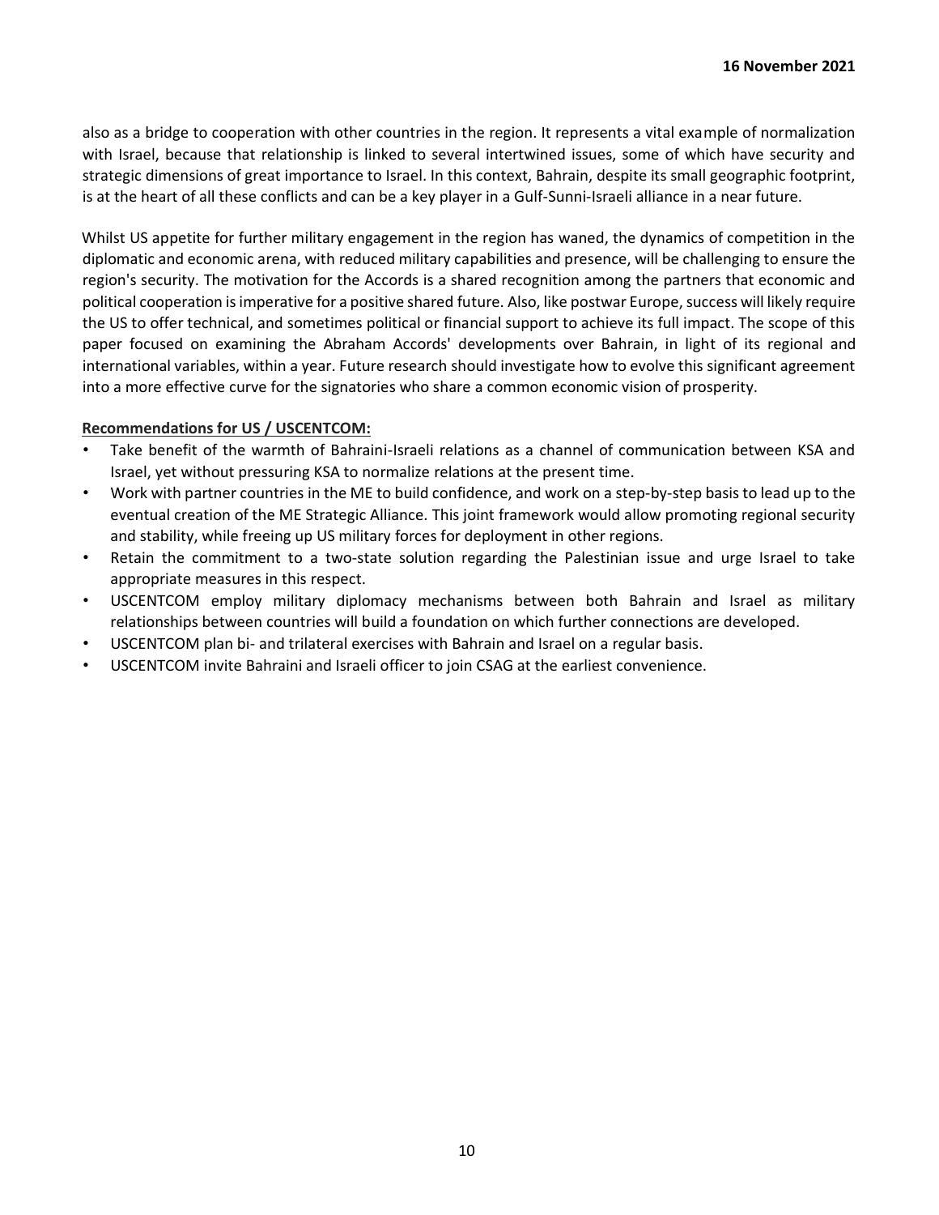also as a bridge to cooperation with other countries in the region. It represents a vital example of normalization with Israel, because that relationship is linked to several intertwined issues, some of which have security and strategic dimensions of great importance to Israel. In this context, Bahrain, despite its small geographic footprint, is at the heart of all these conflicts and can be a key player in a Gulf-Sunni-Israeli alliance in a near future.

Whilst US appetite for further military engagement in the region has waned, the dynamics of competition in the diplomatic and economic arena, with reduced military capabilities and presence, will be challenging to ensure the region's security. The motivation for the Accords is a shared recognition among the partners that economic and political cooperation is imperative for a positive shared future. Also, like postwar Europe, success will likely require the US to offer technical, and sometimes political or financial support to achieve its full impact. The scope of this paper focused on examining the Abraham Accords' developments over Bahrain, in light of its regional and international variables, within a year. Future research should investigate how to evolve this significant agreement into a more effective curve for the signatories who share a common economic vision of prosperity.

**Recommendations for US / USCENTCOM:**

- Take benefit of the warmth of Bahraini-Israeli relations as a channel of communication between KSA and Israel, yet without pressuring KSA to normalize relations at the present time.
- Work with partner countries in the ME to build confidence, and work on a step-by-step basis to lead up to the eventual creation of the ME Strategic Alliance. This joint framework would allow promoting regional security and stability, while freeing up US military forces for deployment in other regions.
- Retain the commitment to a two-state solution regarding the Palestinian issue and urge Israel to take appropriate measures in this respect.
- USCENTCOM employ military diplomacy mechanisms between both Bahrain and Israel as military relationships between countries will build a foundation on which further connections are developed.
- USCENTCOM plan bi- and trilateral exercises with Bahrain and Israel on a regular basis.
- USCENTCOM invite Bahraini and Israeli officer to join CSAG at the earliest convenience.